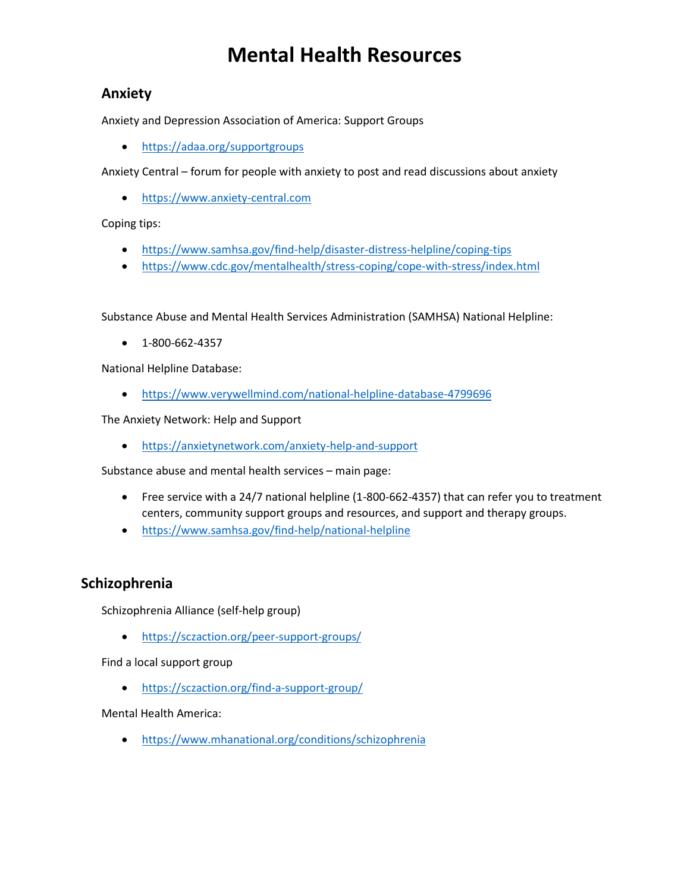# Mental Health Resources

## Anxiety

Anxiety and Depression Association of America: Support Groups

- https://adaa.org/supportgroups

Anxiety Central – forum for people with anxiety to post and read discussions about anxiety

- https://www.anxiety-central.com

Coping tips:

- https://www.samhsa.gov/find-help/disaster-distress-helpline/coping-tips
- https://www.cdc.gov/mentalhealth/stress-coping/cope-with-stress/index.html

Substance Abuse and Mental Health Services Administration (SAMHSA) National Helpline:

- 1-800-662-4357

National Helpline Database:

- https://www.verywellmind.com/national-helpline-database-4799696

The Anxiety Network: Help and Support

- https://anxietynetwork.com/anxiety-help-and-support

Substance abuse and mental health services – main page:

- Free service with a 24/7 national helpline (1-800-662-4357) that can refer you to treatment centers, community support groups and resources, and support and therapy groups.
- https://www.samhsa.gov/find-help/national-helpline

## Schizophrenia

Schizophrenia Alliance (self-help group)

- https://sczaction.org/peer-support-groups/

Find a local support group

- https://sczaction.org/find-a-support-group/

Mental Health America:

- https://www.mhanational.org/conditions/schizophrenia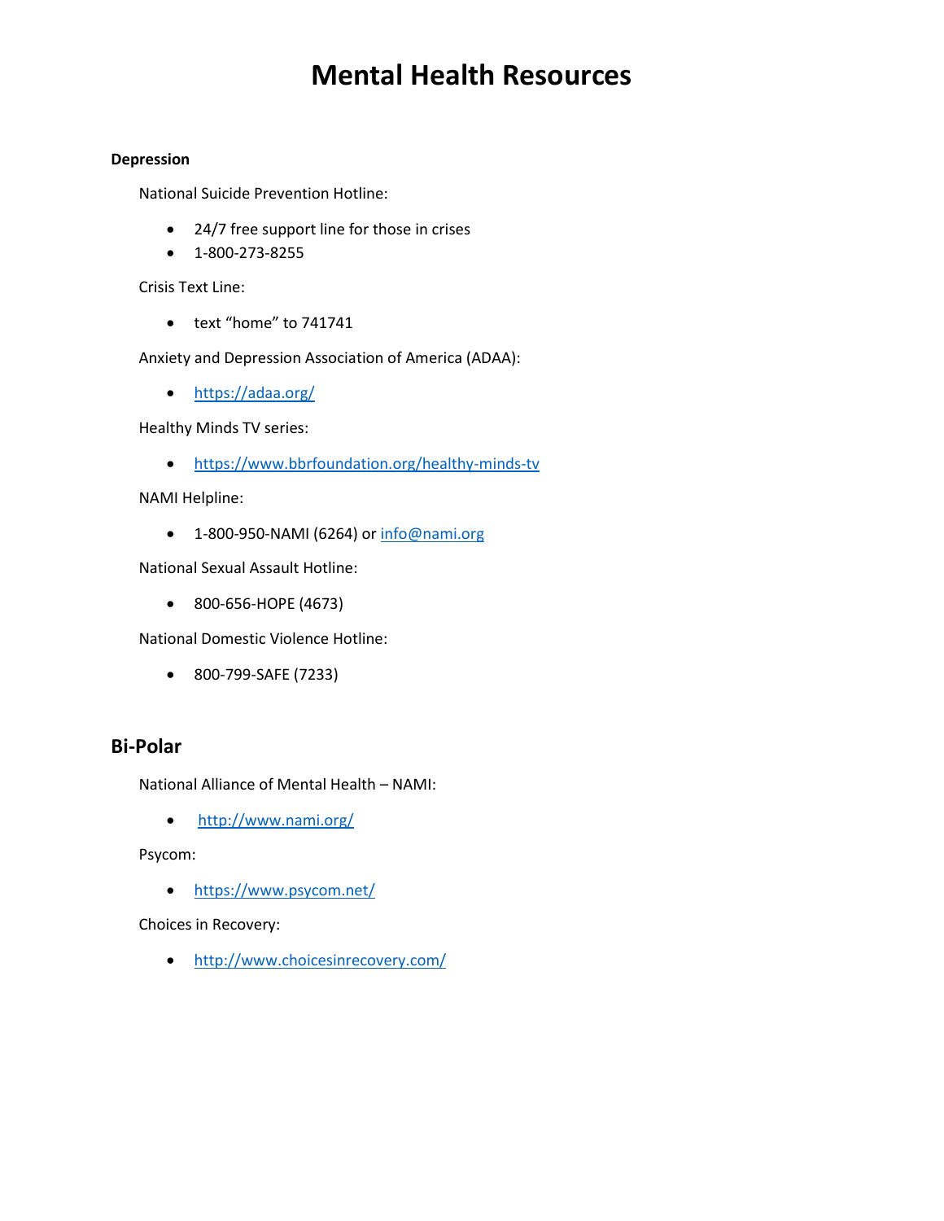# Mental Health Resources

**Depression**

National Suicide Prevention Hotline:

- 24/7 free support line for those in crises
- 1-800-273-8255

Crisis Text Line:

- text "home" to 741741

Anxiety and Depression Association of America (ADAA):

- https://adaa.org/

Healthy Minds TV series:

- https://www.bbrfoundation.org/healthy-minds-tv

NAMI Helpline:

- 1-800-950-NAMI (6264) or info@nami.org

National Sexual Assault Hotline:

- 800-656-HOPE (4673)

National Domestic Violence Hotline:

- 800-799-SAFE (7233)

## Bi-Polar

National Alliance of Mental Health – NAMI:

- http://www.nami.org/

Psycom:

- https://www.psycom.net/

Choices in Recovery:

- http://www.choicesinrecovery.com/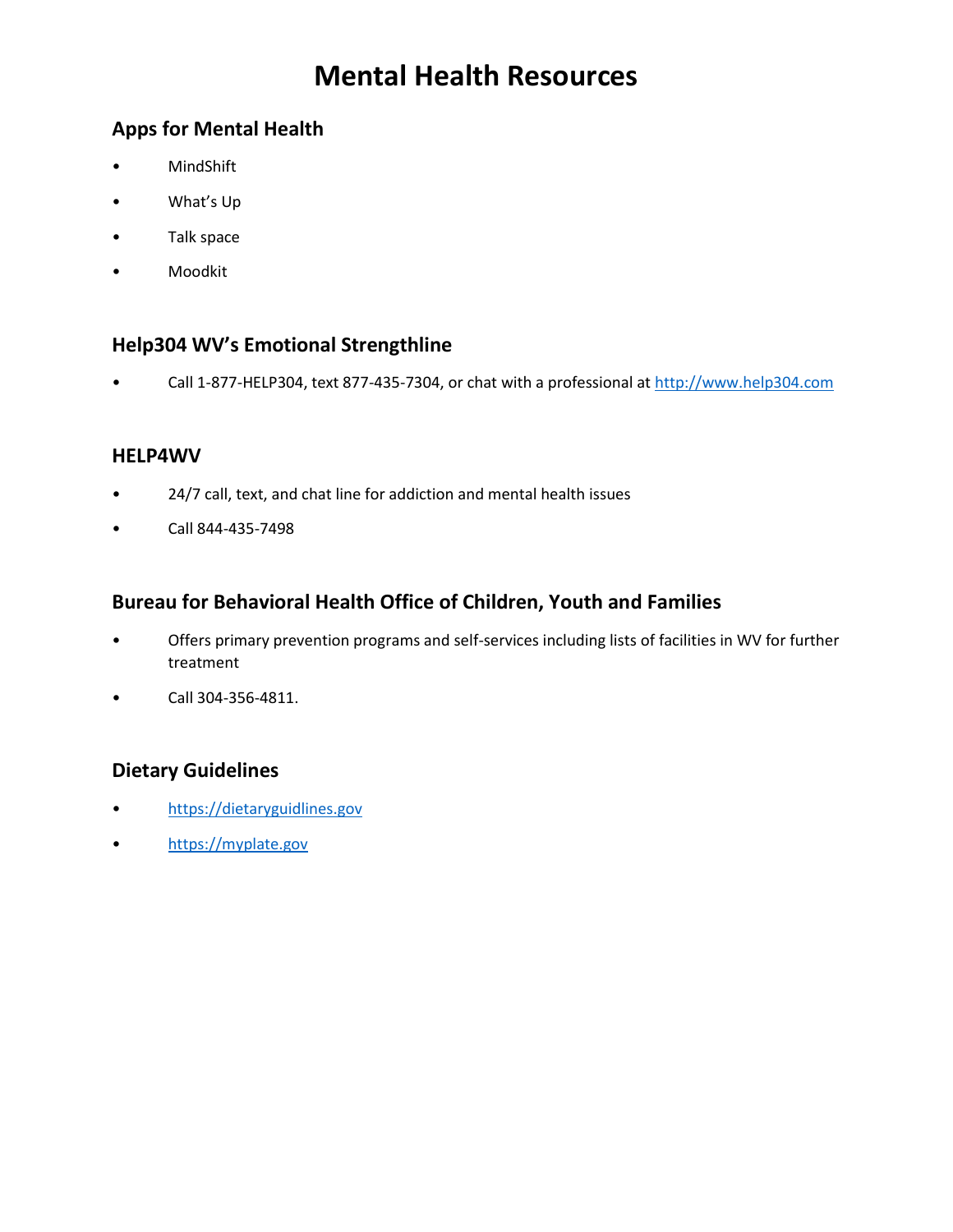# Mental Health Resources

## Apps for Mental Health

- MindShift
- What's Up
- Talk space
- Moodkit

## Help304 WV's Emotional Strengthline

- Call 1-877-HELP304, text 877-435-7304, or chat with a professional at http://www.help304.com

## HELP4WV

- 24/7 call, text, and chat line for addiction and mental health issues
- Call 844-435-7498

## Bureau for Behavioral Health Office of Children, Youth and Families

- Offers primary prevention programs and self-services including lists of facilities in WV for further treatment
- Call 304-356-4811.

## Dietary Guidelines

- https://dietaryguidlines.gov
- https://myplate.gov